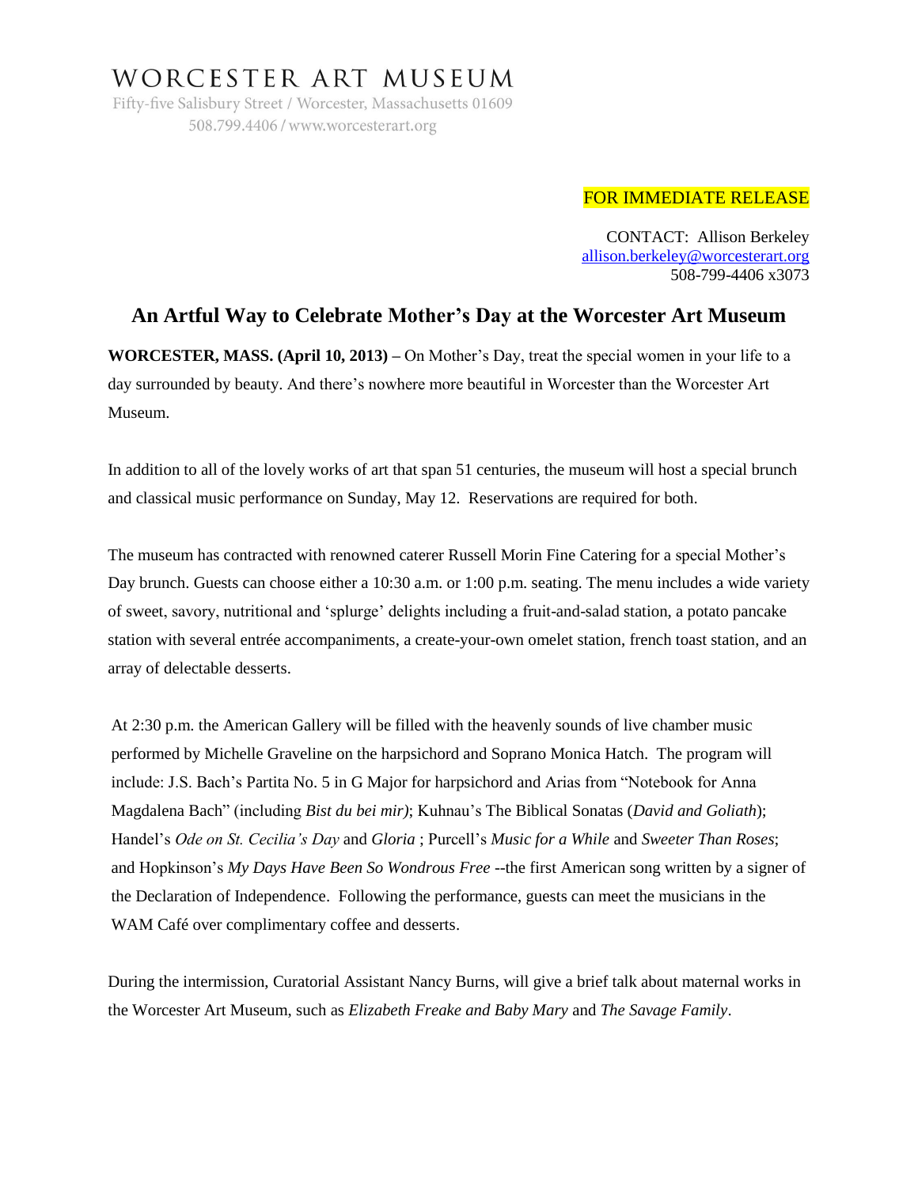WORCESTER ART MUSEUM

Fifty-five Salisbury Street / Worcester, Massachusetts 01609

508.799.4406 / www.worcesterart.org

FOR IMMEDIATE RELEASE

CONTACT: Allison Berkeley
allison.berkeley@worcesterart.org
508-799-4406 x3073

## An Artful Way to Celebrate Mother's Day at the Worcester Art Museum

**WORCESTER, MASS. (April 10, 2013) –** On Mother's Day, treat the special women in your life to a day surrounded by beauty. And there's nowhere more beautiful in Worcester than the Worcester Art Museum.

In addition to all of the lovely works of art that span 51 centuries, the museum will host a special brunch and classical music performance on Sunday, May 12. Reservations are required for both.

The museum has contracted with renowned caterer Russell Morin Fine Catering for a special Mother's Day brunch. Guests can choose either a 10:30 a.m. or 1:00 p.m. seating. The menu includes a wide variety of sweet, savory, nutritional and 'splurge' delights including a fruit-and-salad station, a potato pancake station with several entrée accompaniments, a create-your-own omelet station, french toast station, and an array of delectable desserts.

At 2:30 p.m. the American Gallery will be filled with the heavenly sounds of live chamber music performed by Michelle Graveline on the harpsichord and Soprano Monica Hatch. The program will include: J.S. Bach's Partita No. 5 in G Major for harpsichord and Arias from "Notebook for Anna Magdalena Bach" (including *Bist du bei mir)*; Kuhnau's The Biblical Sonatas (*David and Goliath*); Handel's *Ode on St. Cecilia's Day* and *Gloria* ; Purcell's *Music for a While* and *Sweeter Than Roses*; and Hopkinson's *My Days Have Been So Wondrous Free* --the first American song written by a signer of the Declaration of Independence. Following the performance, guests can meet the musicians in the WAM Café over complimentary coffee and desserts.

During the intermission, Curatorial Assistant Nancy Burns, will give a brief talk about maternal works in the Worcester Art Museum, such as *Elizabeth Freake and Baby Mary* and *The Savage Family*.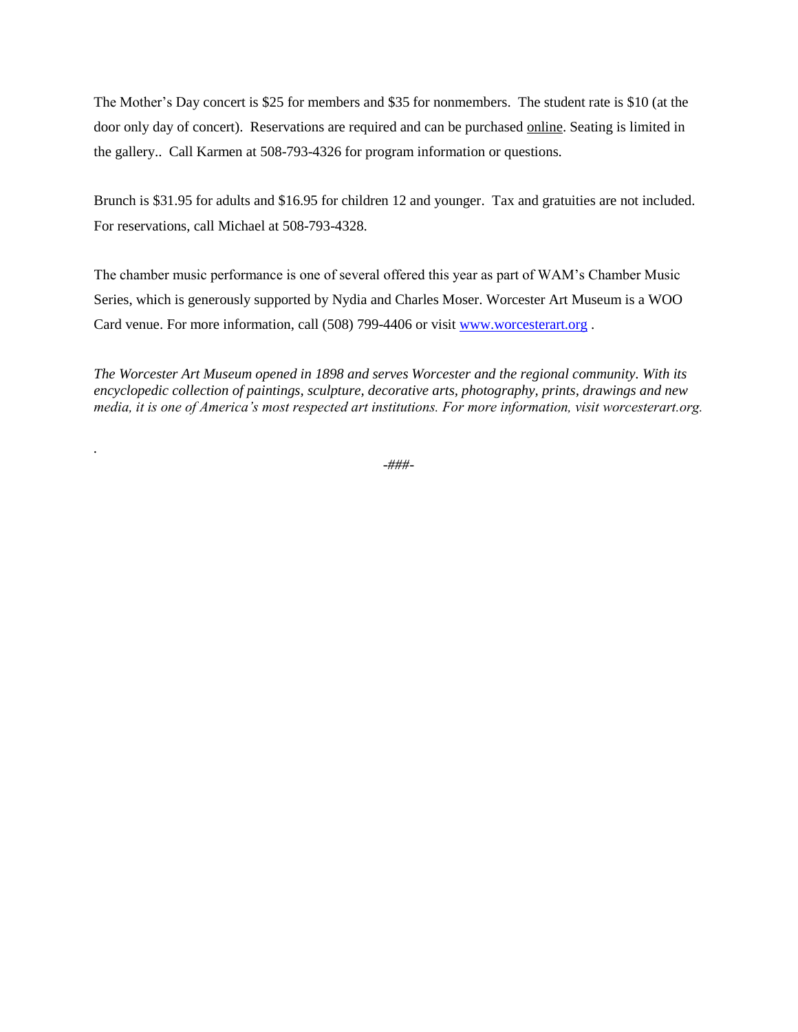The Mother's Day concert is $25 for members and $35 for nonmembers.  The student rate is $10 (at the door only day of concert).  Reservations are required and can be purchased online. Seating is limited in the gallery..  Call Karmen at 508-793-4326 for program information or questions.

Brunch is $31.95 for adults and $16.95 for children 12 and younger.  Tax and gratuities are not included. For reservations, call Michael at 508-793-4328.

The chamber music performance is one of several offered this year as part of WAM's Chamber Music Series, which is generously supported by Nydia and Charles Moser. Worcester Art Museum is a WOO Card venue. For more information, call (508) 799-4406 or visit [www.worcesterart.org](http://www.worcesterart.org) .

*The Worcester Art Museum opened in 1898 and serves Worcester and the regional community. With its encyclopedic collection of paintings, sculpture, decorative arts, photography, prints, drawings and new media, it is one of America's most respected art institutions. For more information, visit worcesterart.org.*

.

*-###-*